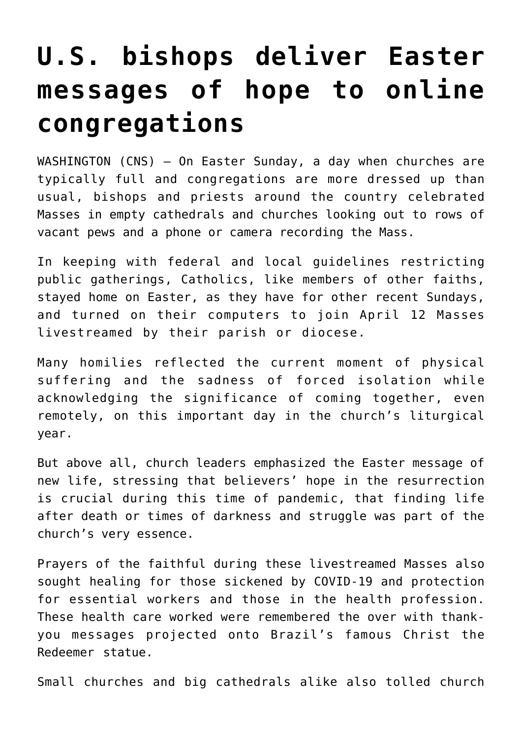# U.S. bishops deliver Easter messages of hope to online congregations

WASHINGTON (CNS) — On Easter Sunday, a day when churches are typically full and congregations are more dressed up than usual, bishops and priests around the country celebrated Masses in empty cathedrals and churches looking out to rows of vacant pews and a phone or camera recording the Mass.

In keeping with federal and local guidelines restricting public gatherings, Catholics, like members of other faiths, stayed home on Easter, as they have for other recent Sundays, and turned on their computers to join April 12 Masses livestreamed by their parish or diocese.

Many homilies reflected the current moment of physical suffering and the sadness of forced isolation while acknowledging the significance of coming together, even remotely, on this important day in the church's liturgical year.

But above all, church leaders emphasized the Easter message of new life, stressing that believers' hope in the resurrection is crucial during this time of pandemic, that finding life after death or times of darkness and struggle was part of the church's very essence.

Prayers of the faithful during these livestreamed Masses also sought healing for those sickened by COVID-19 and protection for essential workers and those in the health profession. These health care worked were remembered the over with thank-you messages projected onto Brazil's famous Christ the Redeemer statue.

Small churches and big cathedrals alike also tolled church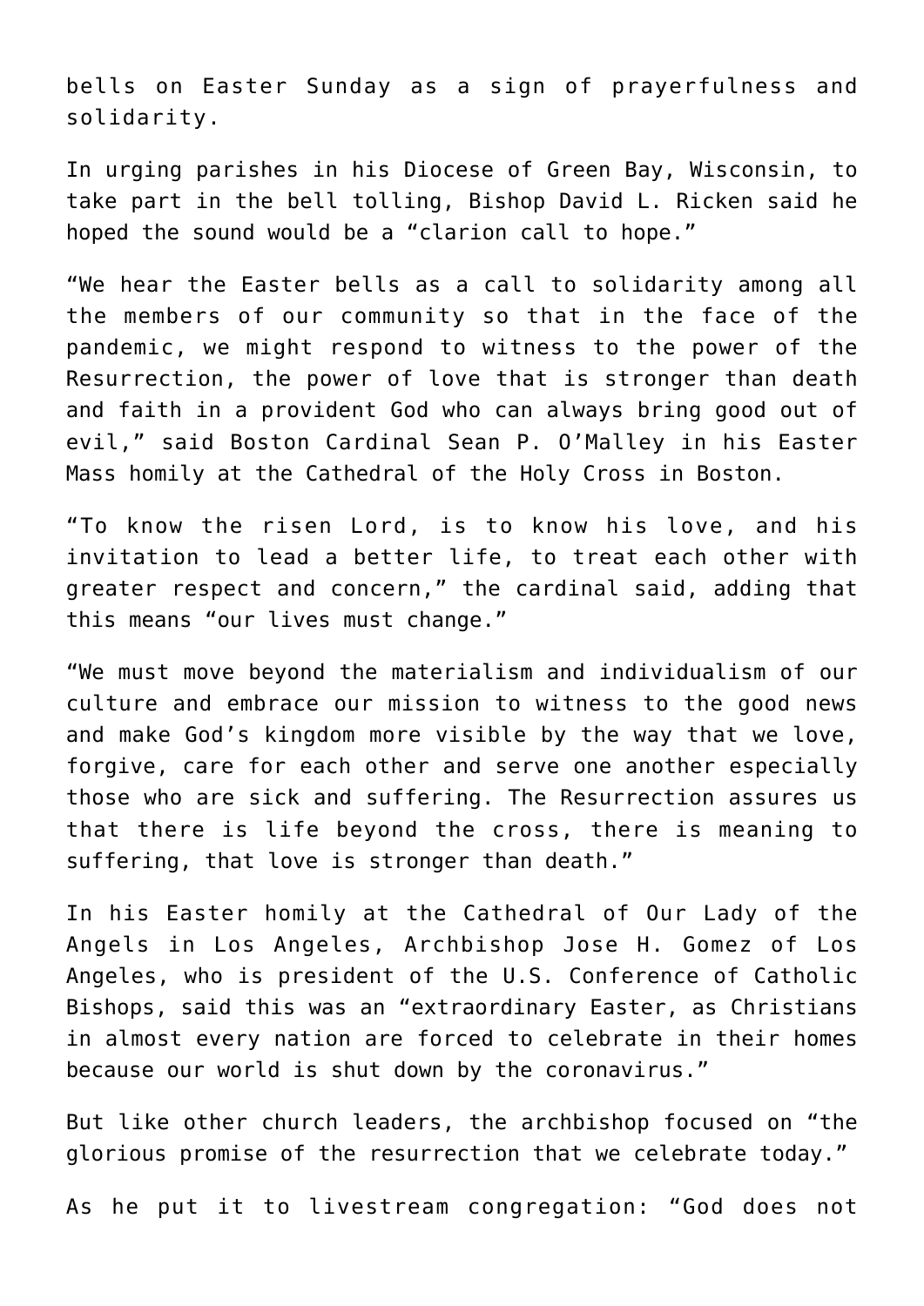bells on Easter Sunday as a sign of prayerfulness and solidarity.

In urging parishes in his Diocese of Green Bay, Wisconsin, to take part in the bell tolling, Bishop David L. Ricken said he hoped the sound would be a "clarion call to hope."

"We hear the Easter bells as a call to solidarity among all the members of our community so that in the face of the pandemic, we might respond to witness to the power of the Resurrection, the power of love that is stronger than death and faith in a provident God who can always bring good out of evil," said Boston Cardinal Sean P. O'Malley in his Easter Mass homily at the Cathedral of the Holy Cross in Boston.

"To know the risen Lord, is to know his love, and his invitation to lead a better life, to treat each other with greater respect and concern," the cardinal said, adding that this means "our lives must change."

"We must move beyond the materialism and individualism of our culture and embrace our mission to witness to the good news and make God's kingdom more visible by the way that we love, forgive, care for each other and serve one another especially those who are sick and suffering. The Resurrection assures us that there is life beyond the cross, there is meaning to suffering, that love is stronger than death."

In his Easter homily at the Cathedral of Our Lady of the Angels in Los Angeles, Archbishop Jose H. Gomez of Los Angeles, who is president of the U.S. Conference of Catholic Bishops, said this was an "extraordinary Easter, as Christians in almost every nation are forced to celebrate in their homes because our world is shut down by the coronavirus."

But like other church leaders, the archbishop focused on "the glorious promise of the resurrection that we celebrate today."

As he put it to livestream congregation: "God does not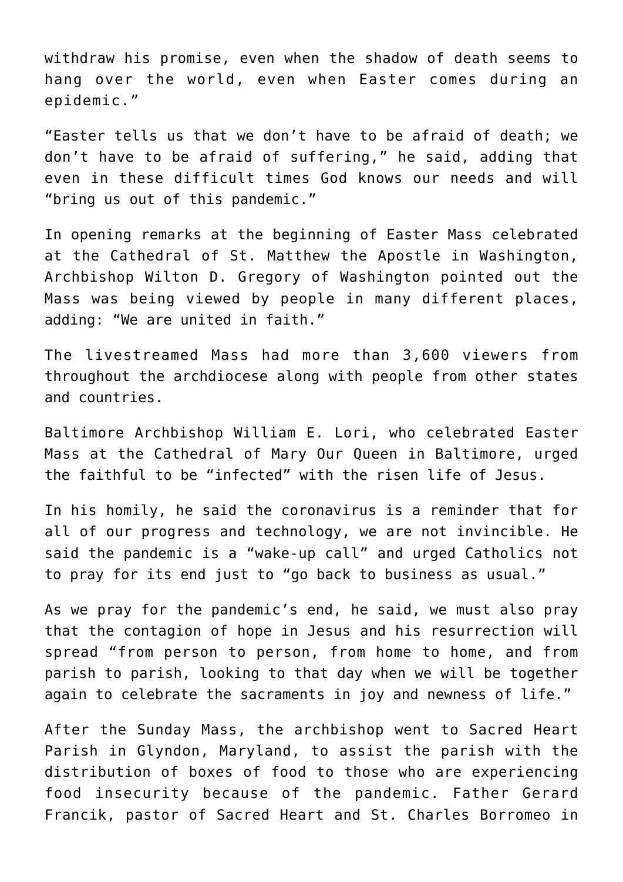withdraw his promise, even when the shadow of death seems to hang over the world, even when Easter comes during an epidemic."

"Easter tells us that we don't have to be afraid of death; we don't have to be afraid of suffering," he said, adding that even in these difficult times God knows our needs and will "bring us out of this pandemic."

In opening remarks at the beginning of Easter Mass celebrated at the Cathedral of St. Matthew the Apostle in Washington, Archbishop Wilton D. Gregory of Washington pointed out the Mass was being viewed by people in many different places, adding: "We are united in faith."

The livestreamed Mass had more than 3,600 viewers from throughout the archdiocese along with people from other states and countries.

Baltimore Archbishop William E. Lori, who celebrated Easter Mass at the Cathedral of Mary Our Queen in Baltimore, urged the faithful to be "infected" with the risen life of Jesus.

In his homily, he said the coronavirus is a reminder that for all of our progress and technology, we are not invincible. He said the pandemic is a "wake-up call" and urged Catholics not to pray for its end just to "go back to business as usual."

As we pray for the pandemic's end, he said, we must also pray that the contagion of hope in Jesus and his resurrection will spread "from person to person, from home to home, and from parish to parish, looking to that day when we will be together again to celebrate the sacraments in joy and newness of life."

After the Sunday Mass, the archbishop went to Sacred Heart Parish in Glyndon, Maryland, to assist the parish with the distribution of boxes of food to those who are experiencing food insecurity because of the pandemic. Father Gerard Francik, pastor of Sacred Heart and St. Charles Borromeo in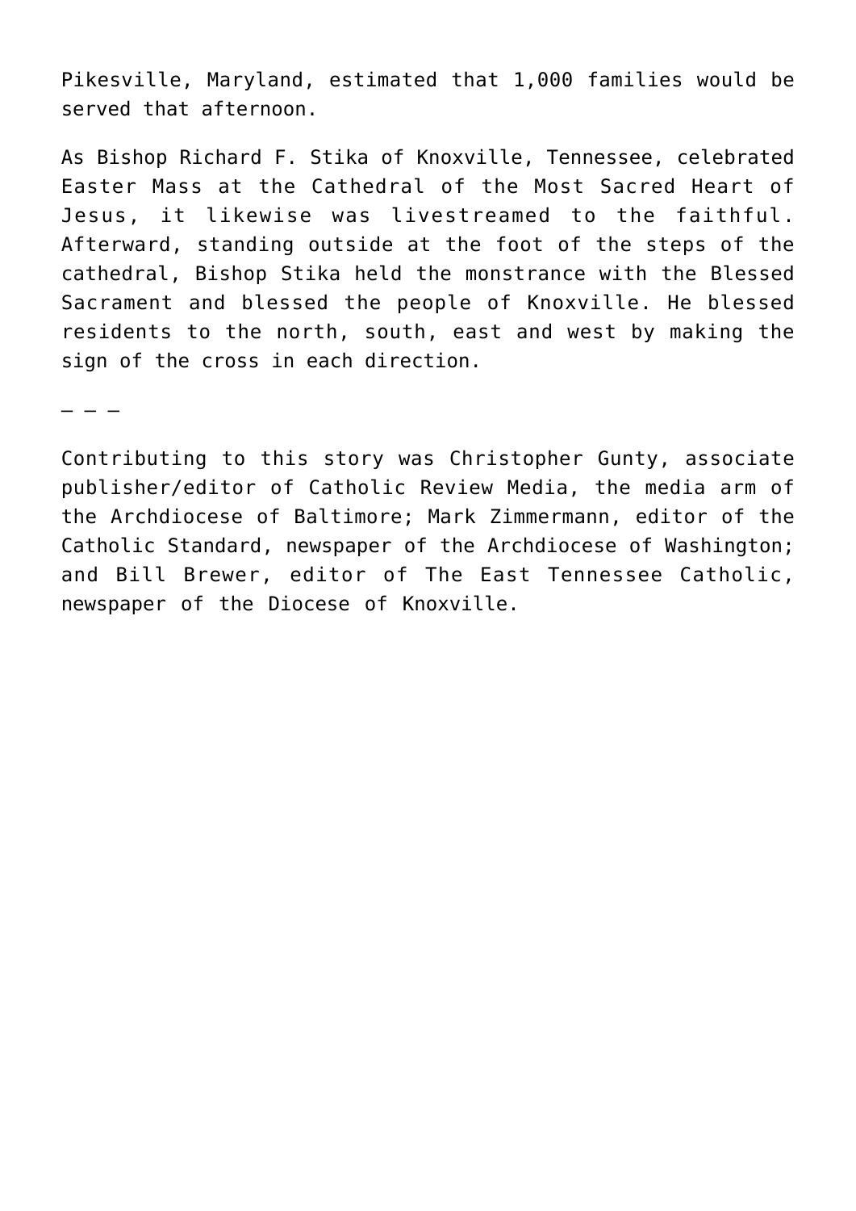Pikesville, Maryland, estimated that 1,000 families would be served that afternoon.

As Bishop Richard F. Stika of Knoxville, Tennessee, celebrated Easter Mass at the Cathedral of the Most Sacred Heart of Jesus, it likewise was livestreamed to the faithful. Afterward, standing outside at the foot of the steps of the cathedral, Bishop Stika held the monstrance with the Blessed Sacrament and blessed the people of Knoxville. He blessed residents to the north, south, east and west by making the sign of the cross in each direction.

— — —

Contributing to this story was Christopher Gunty, associate publisher/editor of Catholic Review Media, the media arm of the Archdiocese of Baltimore; Mark Zimmermann, editor of the Catholic Standard, newspaper of the Archdiocese of Washington; and Bill Brewer, editor of The East Tennessee Catholic, newspaper of the Diocese of Knoxville.